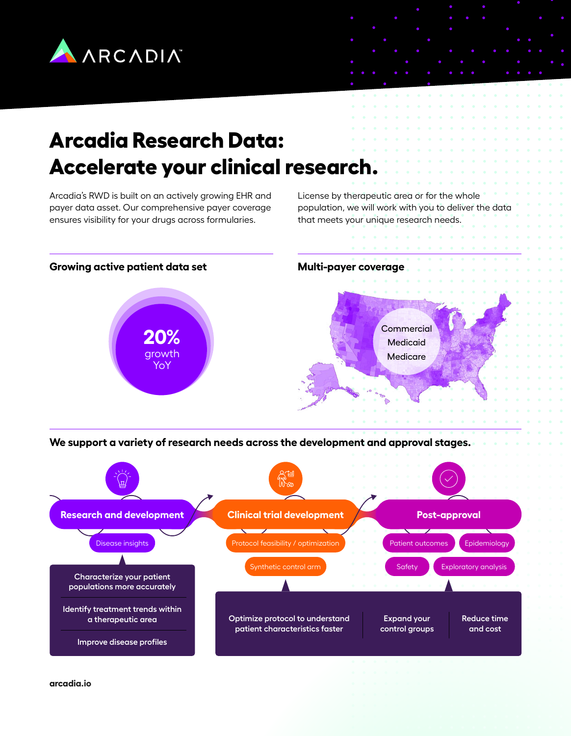ARCADIA™

# Arcadia Research Data: Accelerate your clinical research.

Arcadia's RWD is built on an actively growing EHR and payer data asset. Our comprehensive payer coverage ensures visibility for your drugs across formularies.

License by therapeutic area or for the whole population, we will work with you to deliver the data that meets your unique research needs.

## Growing active patient data set

**20%** growth YoY

## Multi-payer coverage

- Commercial
- Medicaid
- Medicare

## We support a variety of research needs across the development and approval stages.

### Research and development

- Disease insights

Characterize your patient populations more accurately

Identify treatment trends within a therapeutic area

Improve disease profiles

### Clinical trial development

- Protocol feasibility / optimization
- Synthetic control arm

### Post-approval

- Patient outcomes
- Epidemiology
- Safety
- Exploratory analysis

Optimize protocol to understand patient characteristics faster

Expand your control groups

Reduce time and cost

arcadia.io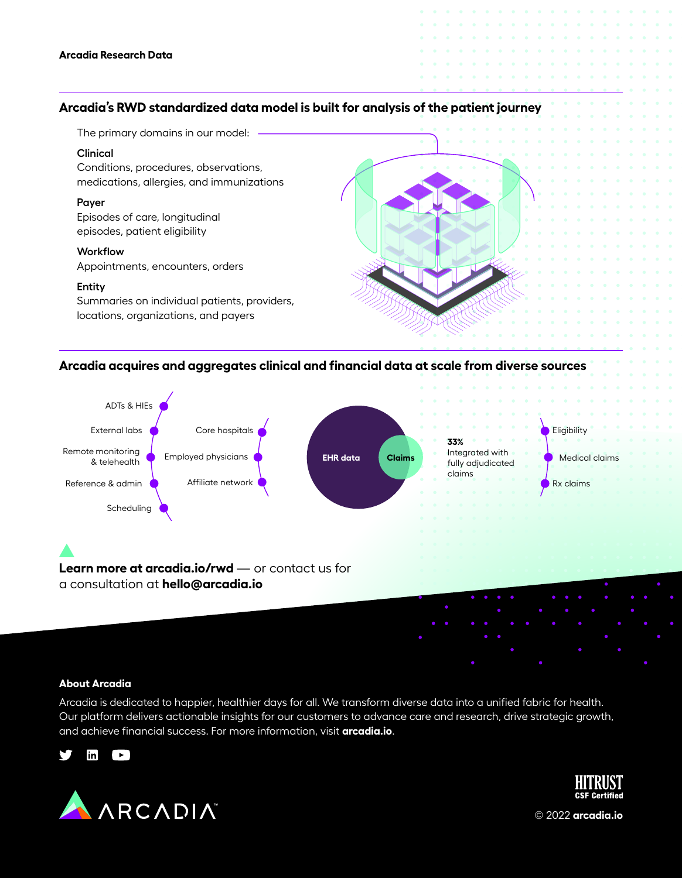**Arcadia Research Data**

## Arcadia's RWD standardized data model is built for analysis of the patient journey

The primary domains in our model:

**Clinical**
Conditions, procedures, observations, medications, allergies, and immunizations

**Payer**
Episodes of care, longitudinal episodes, patient eligibility

**Workflow**
Appointments, encounters, orders

**Entity**
Summaries on individual patients, providers, locations, organizations, and payers

## Arcadia acquires and aggregates clinical and financial data at scale from diverse sources

ADTs & HIEs
External labs
Remote monitoring & telehealth
Reference & admin
Scheduling

Core hospitals
Employed physicians
Affiliate network

EHR data
Claims

**33%**
Integrated with fully adjudicated claims

Eligibility
Medical claims
Rx claims

**Learn more at arcadia.io/rwd** — or contact us for a consultation at **hello@arcadia.io**

### About Arcadia

Arcadia is dedicated to happier, healthier days for all. We transform diverse data into a unified fabric for health. Our platform delivers actionable insights for our customers to advance care and research, drive strategic growth, and achieve financial success. For more information, visit **arcadia.io**.

ARCADIA™

HITRUST CSF Certified

© 2022 **arcadia.io**